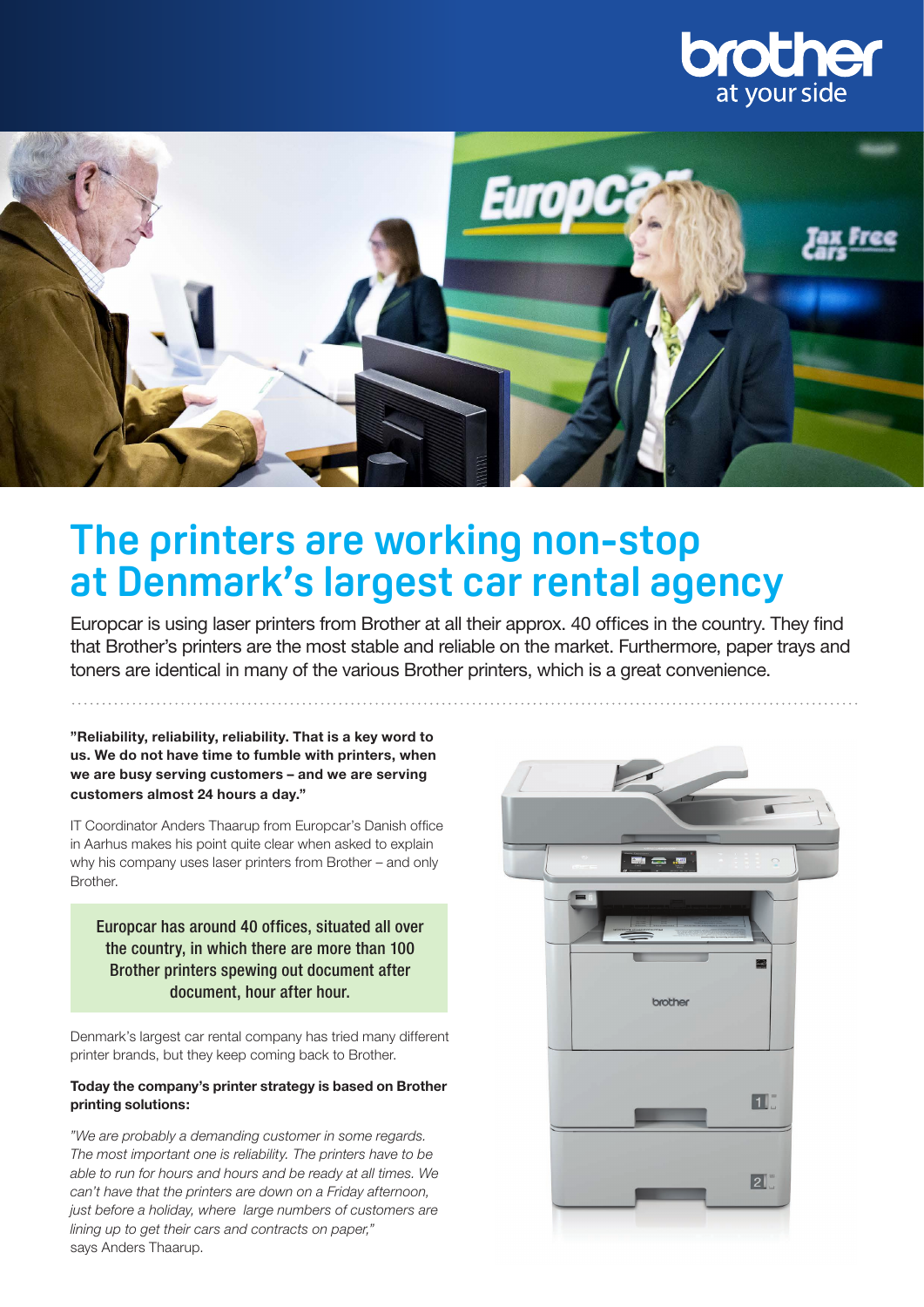# The printers are working non-stop at Denmark's largest car rental agency

Europcar is using laser printers from Brother at all their approx. 40 offices in the country. They find that Brother's printers are the most stable and reliable on the market. Furthermore, paper trays and toners are identical in many of the various Brother printers, which is a great convenience.

**"Reliability, reliability, reliability. That is a key word to us. We do not have time to fumble with printers, when we are busy serving customers – and we are serving customers almost 24 hours a day."**

IT Coordinator Anders Thaarup from Europcar's Danish office in Aarhus makes his point quite clear when asked to explain why his company uses laser printers from Brother – and only Brother.

> Europcar has around 40 offices, situated all over the country, in which there are more than 100 Brother printers spewing out document after document, hour after hour.

Denmark's largest car rental company has tried many different printer brands, but they keep coming back to Brother.

**Today the company's printer strategy is based on Brother printing solutions:**

*"We are probably a demanding customer in some regards. The most important one is reliability. The printers have to be able to run for hours and hours and be ready at all times. We can't have that the printers are down on a Friday afternoon, just before a holiday, where large numbers of customers are lining up to get their cars and contracts on paper,"* says Anders Thaarup.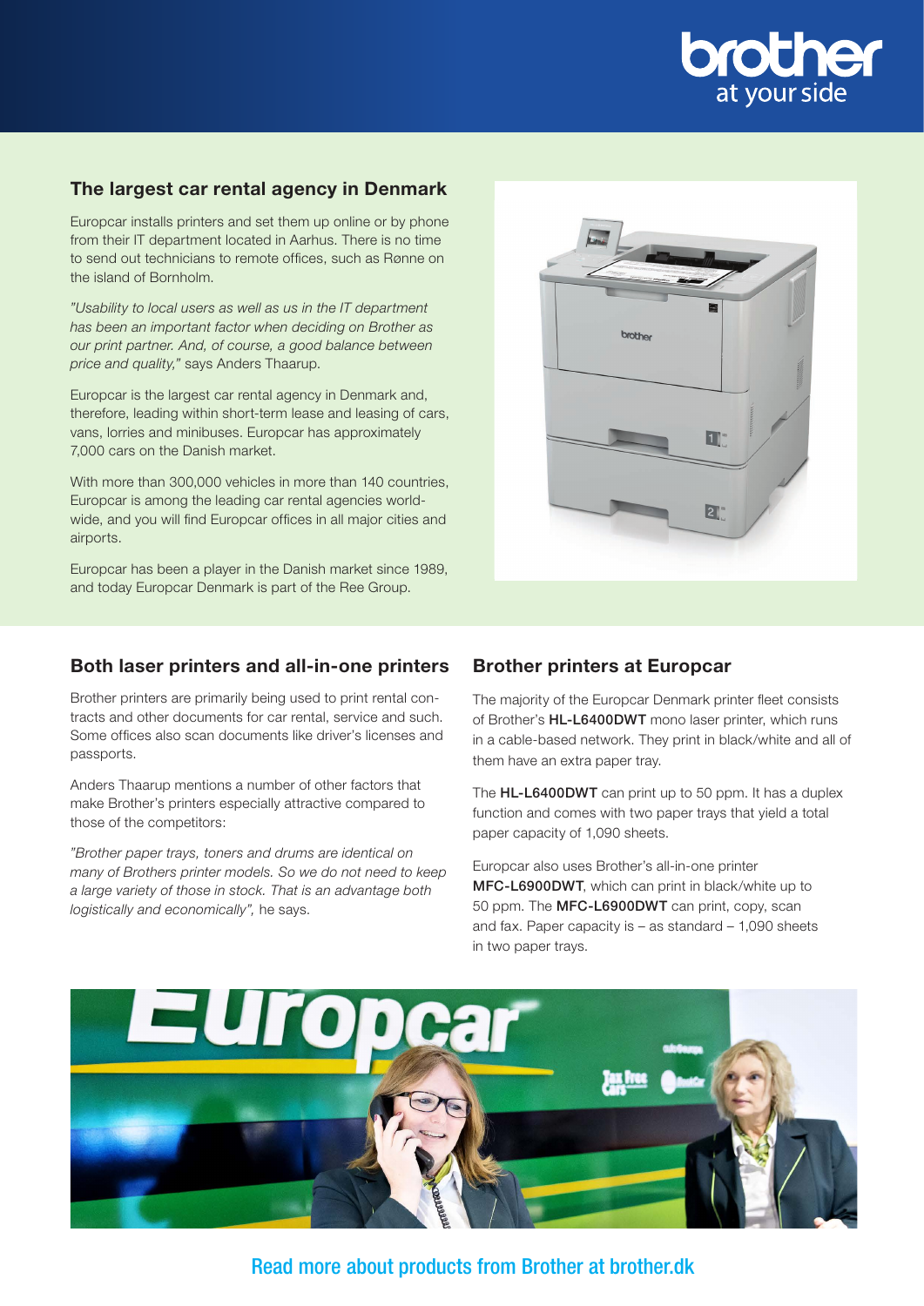## The largest car rental agency in Denmark

Europcar installs printers and set them up online or by phone from their IT department located in Aarhus. There is no time to send out technicians to remote offices, such as Rønne on the island of Bornholm.

*"Usability to local users as well as us in the IT department has been an important factor when deciding on Brother as our print partner. And, of course, a good balance between price and quality,"* says Anders Thaarup.

Europcar is the largest car rental agency in Denmark and, therefore, leading within short-term lease and leasing of cars, vans, lorries and minibuses. Europcar has approximately 7,000 cars on the Danish market.

With more than 300,000 vehicles in more than 140 countries, Europcar is among the leading car rental agencies worldwide, and you will find Europcar offices in all major cities and airports.

Europcar has been a player in the Danish market since 1989, and today Europcar Denmark is part of the Ree Group.

## Both laser printers and all-in-one printers

Brother printers are primarily being used to print rental contracts and other documents for car rental, service and such. Some offices also scan documents like driver's licenses and passports.

Anders Thaarup mentions a number of other factors that make Brother's printers especially attractive compared to those of the competitors:

*"Brother paper trays, toners and drums are identical on many of Brothers printer models. So we do not need to keep a large variety of those in stock. That is an advantage both logistically and economically",* he says.

## Brother printers at Europcar

The majority of the Europcar Denmark printer fleet consists of Brother's **HL-L6400DWT** mono laser printer, which runs in a cable-based network. They print in black/white and all of them have an extra paper tray.

The **HL-L6400DWT** can print up to 50 ppm. It has a duplex function and comes with two paper trays that yield a total paper capacity of 1,090 sheets.

Europcar also uses Brother's all-in-one printer **MFC-L6900DWT**, which can print in black/white up to 50 ppm. The **MFC-L6900DWT** can print, copy, scan and fax. Paper capacity is – as standard – 1,090 sheets in two paper trays.

Read more about products from Brother at brother.dk